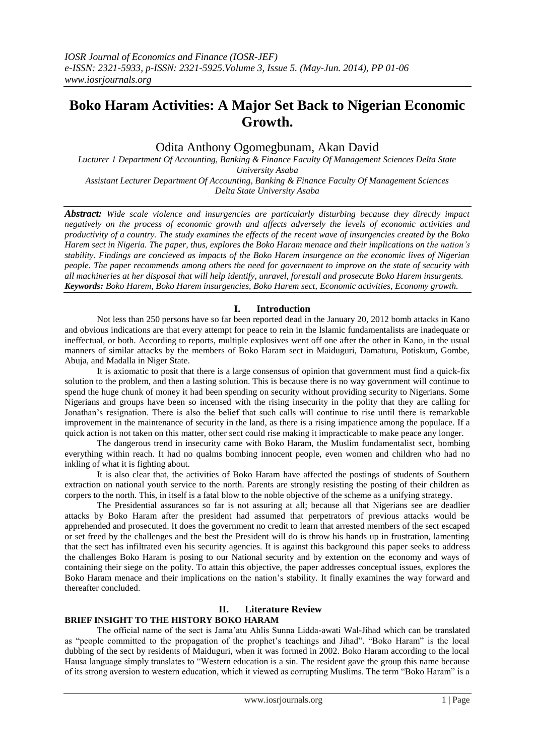# Boko Haram Activities: A Major Set Back to Nigerian Economic Growth.

Odita Anthony Ogomegbunam, Akan David

*Lucturer 1 Department Of Accounting, Banking & Finance Faculty Of Management Sciences Delta State University Asaba*

*Assistant Lecturer Department Of Accounting, Banking & Finance Faculty Of Management Sciences Delta State University Asaba*

***Abstract:*** *Wide scale violence and insurgencies are particularly disturbing because they directly impact negatively on the process of economic growth and affects adversely the levels of economic activities and productivity of a country. The study examines the effects of the recent wave of insurgencies created by the Boko Harem sect in Nigeria. The paper, thus, explores the Boko Harem menace and their implications on the nation's stability. Findings are concieved as impacts of the Boko Harem insurgence on the economic lives of Nigerian people. The paper recommends among others the need for government to improve on the state of security with all machineries at her disposal that will help identify, unravel, forestall and prosecute Boko Harem insurgents.*

***Keywords:*** *Boko Harem, Boko Harem insurgencies, Boko Harem sect, Economic activities, Economy growth.*

## I. Introduction

Not less than 250 persons have so far been reported dead in the January 20, 2012 bomb attacks in Kano and obvious indications are that every attempt for peace to rein in the Islamic fundamentalists are inadequate or ineffectual, or both. According to reports, multiple explosives went off one after the other in Kano, in the usual manners of similar attacks by the members of Boko Haram sect in Maiduguri, Damaturu, Potiskum, Gombe, Abuja, and Madalla in Niger State.

It is axiomatic to posit that there is a large consensus of opinion that government must find a quick-fix solution to the problem, and then a lasting solution. This is because there is no way government will continue to spend the huge chunk of money it had been spending on security without providing security to Nigerians. Some Nigerians and groups have been so incensed with the rising insecurity in the polity that they are calling for Jonathan's resignation. There is also the belief that such calls will continue to rise until there is remarkable improvement in the maintenance of security in the land, as there is a rising impatience among the populace. If a quick action is not taken on this matter, other sect could rise making it impracticable to make peace any longer.

The dangerous trend in insecurity came with Boko Haram, the Muslim fundamentalist sect, bombing everything within reach. It had no qualms bombing innocent people, even women and children who had no inkling of what it is fighting about.

It is also clear that, the activities of Boko Haram have affected the postings of students of Southern extraction on national youth service to the north. Parents are strongly resisting the posting of their children as corpers to the north. This, in itself is a fatal blow to the noble objective of the scheme as a unifying strategy.

The Presidential assurances so far is not assuring at all; because all that Nigerians see are deadlier attacks by Boko Haram after the president had assumed that perpetrators of previous attacks would be apprehended and prosecuted. It does the government no credit to learn that arrested members of the sect escaped or set freed by the challenges and the best the President will do is throw his hands up in frustration, lamenting that the sect has infiltrated even his security agencies. It is against this background this paper seeks to address the challenges Boko Haram is posing to our National security and by extention on the economy and ways of containing their siege on the polity. To attain this objective, the paper addresses conceptual issues, explores the Boko Haram menace and their implications on the nation's stability. It finally examines the way forward and thereafter concluded.

## II. Literature Review

### BRIEF INSIGHT TO THE HISTORY BOKO HARAM

The official name of the sect is Jama'atu Ahlis Sunna Lidda-awati Wal-Jihad which can be translated as "people committed to the propagation of the prophet's teachings and Jihad". "Boko Haram" is the local dubbing of the sect by residents of Maiduguri, when it was formed in 2002. Boko Haram according to the local Hausa language simply translates to "Western education is a sin. The resident gave the group this name because of its strong aversion to western education, which it viewed as corrupting Muslims. The term "Boko Haram" is a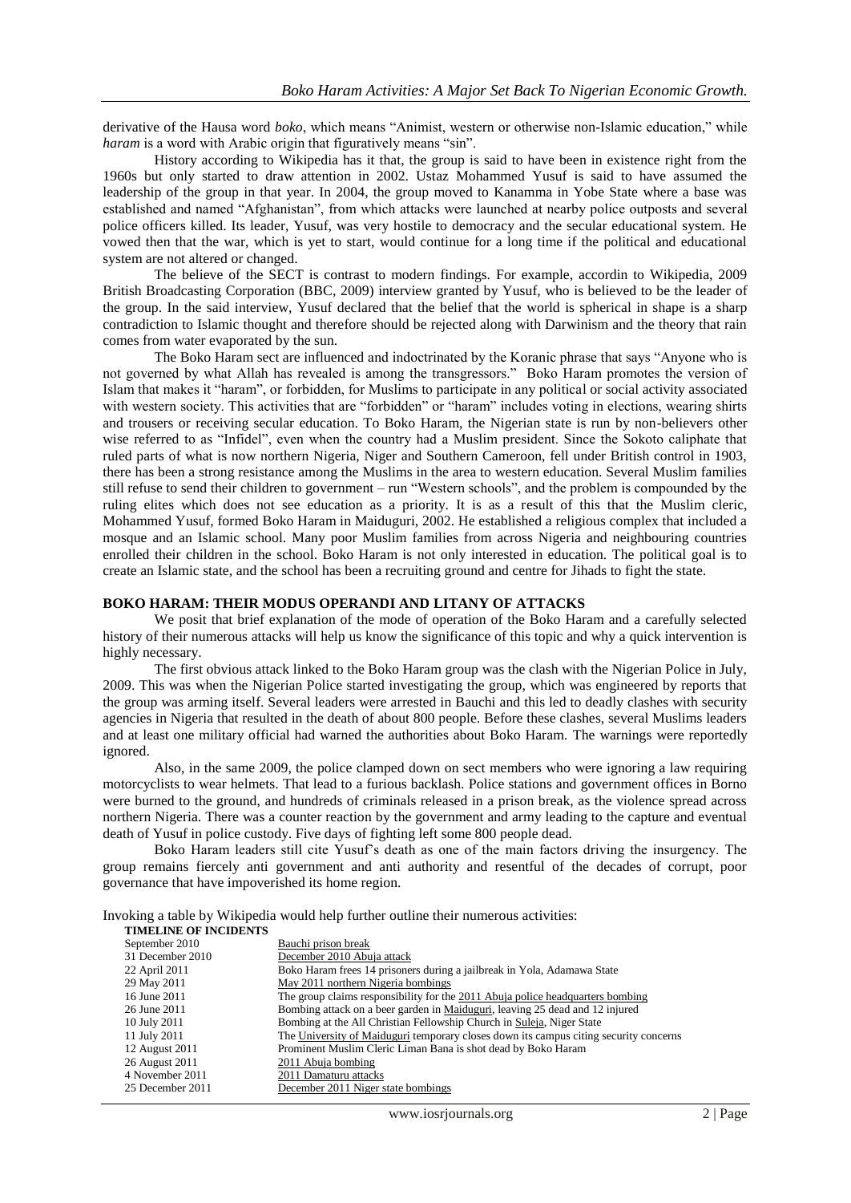derivative of the Hausa word *boko*, which means "Animist, western or otherwise non-Islamic education," while *haram* is a word with Arabic origin that figuratively means "sin".

History according to Wikipedia has it that, the group is said to have been in existence right from the 1960s but only started to draw attention in 2002. Ustaz Mohammed Yusuf is said to have assumed the leadership of the group in that year. In 2004, the group moved to Kanamma in Yobe State where a base was established and named "Afghanistan", from which attacks were launched at nearby police outposts and several police officers killed. Its leader, Yusuf, was very hostile to democracy and the secular educational system. He vowed then that the war, which is yet to start, would continue for a long time if the political and educational system are not altered or changed.

The believe of the SECT is contrast to modern findings. For example, accordin to Wikipedia, 2009 British Broadcasting Corporation (BBC, 2009) interview granted by Yusuf, who is believed to be the leader of the group. In the said interview, Yusuf declared that the belief that the world is spherical in shape is a sharp contradiction to Islamic thought and therefore should be rejected along with Darwinism and the theory that rain comes from water evaporated by the sun.

The Boko Haram sect are influenced and indoctrinated by the Koranic phrase that says "Anyone who is not governed by what Allah has revealed is among the transgressors." Boko Haram promotes the version of Islam that makes it "haram", or forbidden, for Muslims to participate in any political or social activity associated with western society. This activities that are "forbidden" or "haram" includes voting in elections, wearing shirts and trousers or receiving secular education. To Boko Haram, the Nigerian state is run by non-believers other wise referred to as "Infidel", even when the country had a Muslim president. Since the Sokoto caliphate that ruled parts of what is now northern Nigeria, Niger and Southern Cameroon, fell under British control in 1903, there has been a strong resistance among the Muslims in the area to western education. Several Muslim families still refuse to send their children to government – run "Western schools", and the problem is compounded by the ruling elites which does not see education as a priority. It is as a result of this that the Muslim cleric, Mohammed Yusuf, formed Boko Haram in Maiduguri, 2002. He established a religious complex that included a mosque and an Islamic school. Many poor Muslim families from across Nigeria and neighbouring countries enrolled their children in the school. Boko Haram is not only interested in education. The political goal is to create an Islamic state, and the school has been a recruiting ground and centre for Jihads to fight the state.

## BOKO HARAM: THEIR MODUS OPERANDI AND LITANY OF ATTACKS

We posit that brief explanation of the mode of operation of the Boko Haram and a carefully selected history of their numerous attacks will help us know the significance of this topic and why a quick intervention is highly necessary.

The first obvious attack linked to the Boko Haram group was the clash with the Nigerian Police in July, 2009. This was when the Nigerian Police started investigating the group, which was engineered by reports that the group was arming itself. Several leaders were arrested in Bauchi and this led to deadly clashes with security agencies in Nigeria that resulted in the death of about 800 people. Before these clashes, several Muslims leaders and at least one military official had warned the authorities about Boko Haram. The warnings were reportedly ignored.

Also, in the same 2009, the police clamped down on sect members who were ignoring a law requiring motorcyclists to wear helmets. That lead to a furious backlash. Police stations and government offices in Borno were burned to the ground, and hundreds of criminals released in a prison break, as the violence spread across northern Nigeria. There was a counter reaction by the government and army leading to the capture and eventual death of Yusuf in police custody. Five days of fighting left some 800 people dead.

Boko Haram leaders still cite Yusuf's death as one of the main factors driving the insurgency. The group remains fiercely anti government and anti authority and resentful of the decades of corrupt, poor governance that have impoverished its home region.

Invoking a table by Wikipedia would help further outline their numerous activities:

| TIMELINE OF INCIDENTS | |
|---|---|
| September 2010 | Bauchi prison break |
| 31 December 2010 | December 2010 Abuja attack |
| 22 April 2011 | Boko Haram frees 14 prisoners during a jailbreak in Yola, Adamawa State |
| 29 May 2011 | May 2011 northern Nigeria bombings |
| 16 June 2011 | The group claims responsibility for the 2011 Abuja police headquarters bombing |
| 26 June 2011 | Bombing attack on a beer garden in Maiduguri, leaving 25 dead and 12 injured |
| 10 July 2011 | Bombing at the All Christian Fellowship Church in Suleja, Niger State |
| 11 July 2011 | The University of Maiduguri temporary closes down its campus citing security concerns |
| 12 August 2011 | Prominent Muslim Cleric Liman Bana is shot dead by Boko Haram |
| 26 August 2011 | 2011 Abuja bombing |
| 4 November 2011 | 2011 Damaturu attacks |
| 25 December 2011 | December 2011 Niger state bombings |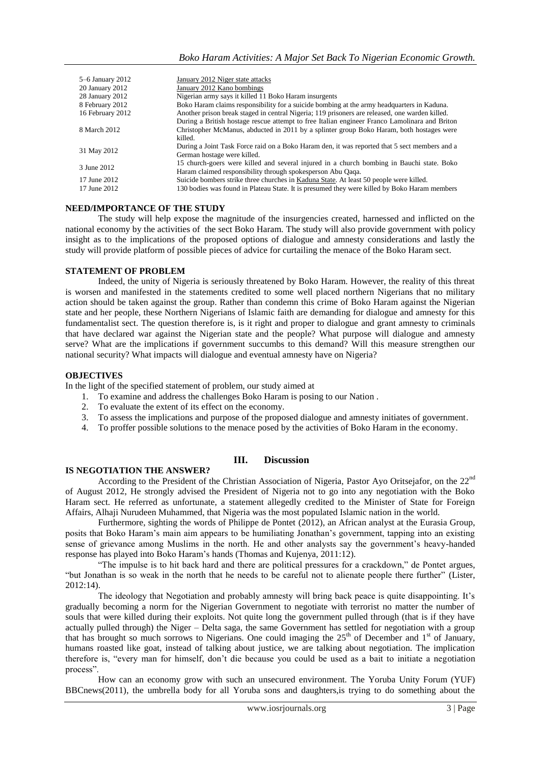| | |
|---|---|
| 5–6 January 2012 | January 2012 Niger state attacks |
| 20 January 2012 | January 2012 Kano bombings |
| 28 January 2012 | Nigerian army says it killed 11 Boko Haram insurgents |
| 8 February 2012 | Boko Haram claims responsibility for a suicide bombing at the army headquarters in Kaduna. |
| 16 February 2012 | Another prison break staged in central Nigeria; 119 prisoners are released, one warden killed. |
| 8 March 2012 | During a British hostage rescue attempt to free Italian engineer Franco Lamolinara and Briton Christopher McManus, abducted in 2011 by a splinter group Boko Haram, both hostages were killed. |
| 31 May 2012 | During a Joint Task Force raid on a Boko Haram den, it was reported that 5 sect members and a German hostage were killed. |
| 3 June 2012 | 15 church-goers were killed and several injured in a church bombing in Bauchi state. Boko Haram claimed responsibility through spokesperson Abu Qaqa. |
| 17 June 2012 | Suicide bombers strike three churches in Kaduna State. At least 50 people were killed. |
| 17 June 2012 | 130 bodies was found in Plateau State. It is presumed they were killed by Boko Haram members |

**NEED/IMPORTANCE OF THE STUDY**

The study will help expose the magnitude of the insurgencies created, harnessed and inflicted on the national economy by the activities of the sect Boko Haram. The study will also provide government with policy insight as to the implications of the proposed options of dialogue and amnesty considerations and lastly the study will provide platform of possible pieces of advice for curtailing the menace of the Boko Haram sect.

**STATEMENT OF PROBLEM**

Indeed, the unity of Nigeria is seriously threatened by Boko Haram. However, the reality of this threat is worsen and manifested in the statements credited to some well placed northern Nigerians that no military action should be taken against the group. Rather than condemn this crime of Boko Haram against the Nigerian state and her people, these Northern Nigerians of Islamic faith are demanding for dialogue and amnesty for this fundamentalist sect. The question therefore is, is it right and proper to dialogue and grant amnesty to criminals that have declared war against the Nigerian state and the people? What purpose will dialogue and amnesty serve? What are the implications if government succumbs to this demand? Will this measure strengthen our national security? What impacts will dialogue and eventual amnesty have on Nigeria?

**OBJECTIVES**

In the light of the specified statement of problem, our study aimed at

1. To examine and address the challenges Boko Haram is posing to our Nation .
2. To evaluate the extent of its effect on the economy.
3. To assess the implications and purpose of the proposed dialogue and amnesty initiates of government.
4. To proffer possible solutions to the menace posed by the activities of Boko Haram in the economy.

## III. Discussion

**IS NEGOTIATION THE ANSWER?**

According to the President of the Christian Association of Nigeria, Pastor Ayo Oritsejafor, on the 22nd of August 2012, He strongly advised the President of Nigeria not to go into any negotiation with the Boko Haram sect. He referred as unfortunate, a statement allegedly credited to the Minister of State for Foreign Affairs, Alhaji Nurudeen Muhammed, that Nigeria was the most populated Islamic nation in the world.

Furthermore, sighting the words of Philippe de Pontet (2012), an African analyst at the Eurasia Group, posits that Boko Haram's main aim appears to be humiliating Jonathan's government, tapping into an existing sense of grievance among Muslims in the north. He and other analysts say the government's heavy-handed response has played into Boko Haram's hands (Thomas and Kujenya, 2011:12).

"The impulse is to hit back hard and there are political pressures for a crackdown," de Pontet argues, "but Jonathan is so weak in the north that he needs to be careful not to alienate people there further" (Lister, 2012:14).

The ideology that Negotiation and probably amnesty will bring back peace is quite disappointing. It's gradually becoming a norm for the Nigerian Government to negotiate with terrorist no matter the number of souls that were killed during their exploits. Not quite long the government pulled through (that is if they have actually pulled through) the Niger – Delta saga, the same Government has settled for negotiation with a group that has brought so much sorrows to Nigerians. One could imaging the 25th of December and 1st of January, humans roasted like goat, instead of talking about justice, we are talking about negotiation. The implication therefore is, "every man for himself, don't die because you could be used as a bait to initiate a negotiation process".

How can an economy grow with such an unsecured environment. The Yoruba Unity Forum (YUF) BBCnews(2011), the umbrella body for all Yoruba sons and daughters,is trying to do something about the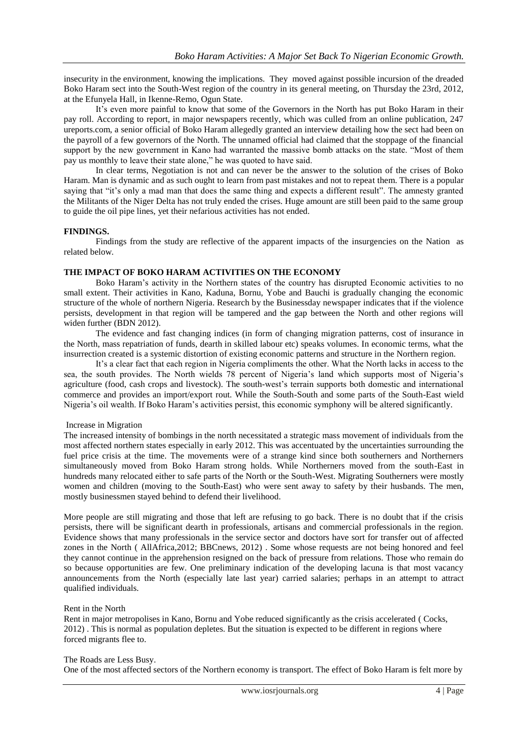insecurity in the environment, knowing the implications. They moved against possible incursion of the dreaded Boko Haram sect into the South-West region of the country in its general meeting, on Thursday the 23rd, 2012, at the Efunyela Hall, in Ikenne-Remo, Ogun State.

It's even more painful to know that some of the Governors in the North has put Boko Haram in their pay roll. According to report, in major newspapers recently, which was culled from an online publication, 247 ureports.com, a senior official of Boko Haram allegedly granted an interview detailing how the sect had been on the payroll of a few governors of the North. The unnamed official had claimed that the stoppage of the financial support by the new government in Kano had warranted the massive bomb attacks on the state. "Most of them pay us monthly to leave their state alone," he was quoted to have said.

In clear terms, Negotiation is not and can never be the answer to the solution of the crises of Boko Haram. Man is dynamic and as such ought to learn from past mistakes and not to repeat them. There is a popular saying that "it's only a mad man that does the same thing and expects a different result". The amnesty granted the Militants of the Niger Delta has not truly ended the crises. Huge amount are still been paid to the same group to guide the oil pipe lines, yet their nefarious activities has not ended.

## FINDINGS.

Findings from the study are reflective of the apparent impacts of the insurgencies on the Nation as related below.

## THE IMPACT OF BOKO HARAM ACTIVITIES ON THE ECONOMY

Boko Haram's activity in the Northern states of the country has disrupted Economic activities to no small extent. Their activities in Kano, Kaduna, Bornu, Yobe and Bauchi is gradually changing the economic structure of the whole of northern Nigeria. Research by the Businessday newspaper indicates that if the violence persists, development in that region will be tampered and the gap between the North and other regions will widen further (BDN 2012).

The evidence and fast changing indices (in form of changing migration patterns, cost of insurance in the North, mass repatriation of funds, dearth in skilled labour etc) speaks volumes. In economic terms, what the insurrection created is a systemic distortion of existing economic patterns and structure in the Northern region.

It's a clear fact that each region in Nigeria compliments the other. What the North lacks in access to the sea, the south provides. The North wields 78 percent of Nigeria's land which supports most of Nigeria's agriculture (food, cash crops and livestock). The south-west's terrain supports both domestic and international commerce and provides an import/export rout. While the South-South and some parts of the South-East wield Nigeria's oil wealth. If Boko Haram's activities persist, this economic symphony will be altered significantly.

### Increase in Migration

The increased intensity of bombings in the north necessitated a strategic mass movement of individuals from the most affected northern states especially in early 2012. This was accentuated by the uncertainties surrounding the fuel price crisis at the time. The movements were of a strange kind since both southerners and Northerners simultaneously moved from Boko Haram strong holds. While Northerners moved from the south-East in hundreds many relocated either to safe parts of the North or the South-West. Migrating Southerners were mostly women and children (moving to the South-East) who were sent away to safety by their husbands. The men, mostly businessmen stayed behind to defend their livelihood.

More people are still migrating and those that left are refusing to go back. There is no doubt that if the crisis persists, there will be significant dearth in professionals, artisans and commercial professionals in the region. Evidence shows that many professionals in the service sector and doctors have sort for transfer out of affected zones in the North ( AllAfrica,2012; BBCnews, 2012) . Some whose requests are not being honored and feel they cannot continue in the apprehension resigned on the back of pressure from relations. Those who remain do so because opportunities are few. One preliminary indication of the developing lacuna is that most vacancy announcements from the North (especially late last year) carried salaries; perhaps in an attempt to attract qualified individuals.

### Rent in the North

Rent in major metropolises in Kano, Bornu and Yobe reduced significantly as the crisis accelerated ( Cocks, 2012) . This is normal as population depletes. But the situation is expected to be different in regions where forced migrants flee to.

### The Roads are Less Busy.

One of the most affected sectors of the Northern economy is transport. The effect of Boko Haram is felt more by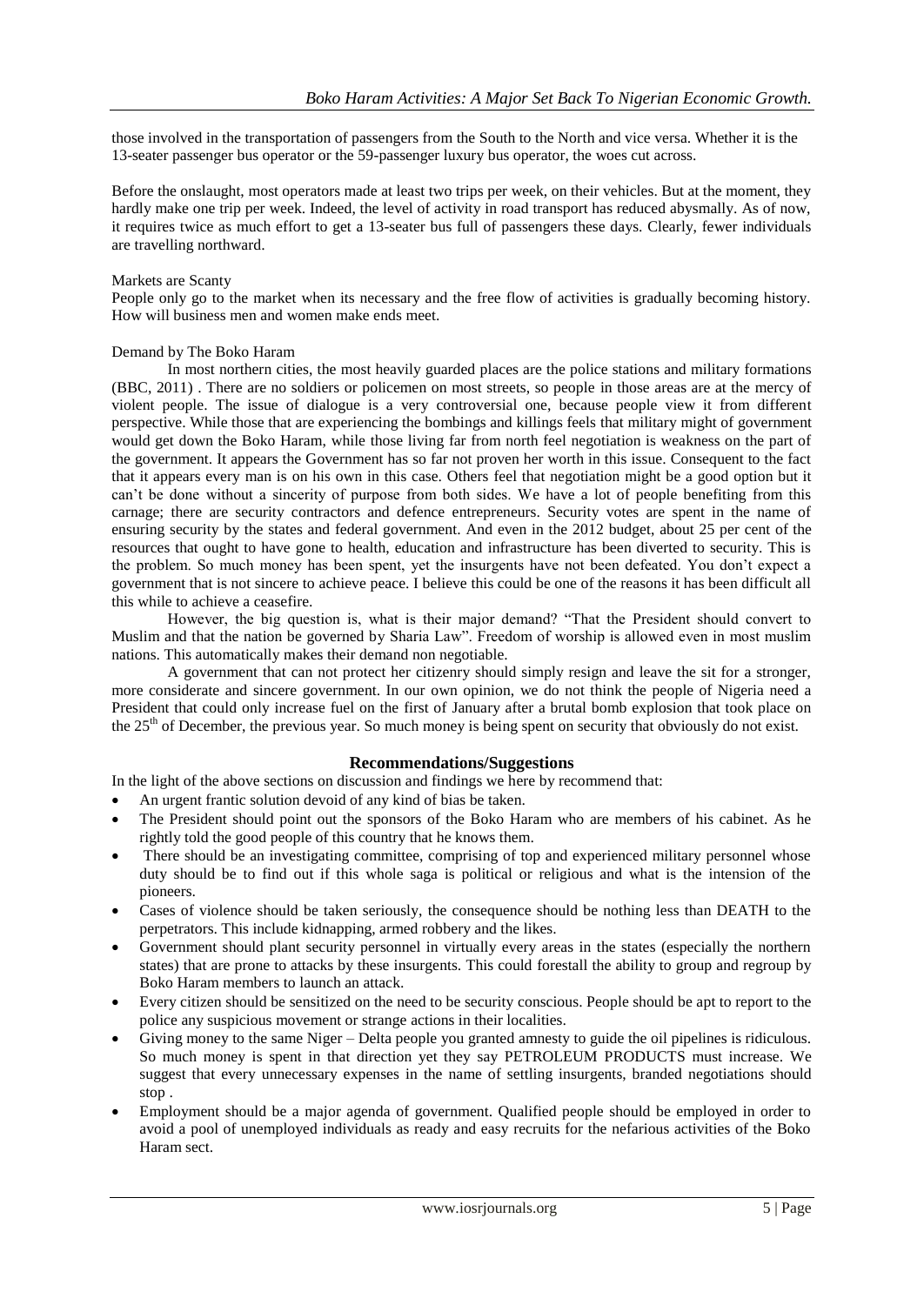those involved in the transportation of passengers from the South to the North and vice versa. Whether it is the 13-seater passenger bus operator or the 59-passenger luxury bus operator, the woes cut across.

Before the onslaught, most operators made at least two trips per week, on their vehicles. But at the moment, they hardly make one trip per week. Indeed, the level of activity in road transport has reduced abysmally. As of now, it requires twice as much effort to get a 13-seater bus full of passengers these days. Clearly, fewer individuals are travelling northward.

Markets are Scanty

People only go to the market when its necessary and the free flow of activities is gradually becoming history. How will business men and women make ends meet.

Demand by The Boko Haram

In most northern cities, the most heavily guarded places are the police stations and military formations (BBC, 2011) . There are no soldiers or policemen on most streets, so people in those areas are at the mercy of violent people. The issue of dialogue is a very controversial one, because people view it from different perspective. While those that are experiencing the bombings and killings feels that military might of government would get down the Boko Haram, while those living far from north feel negotiation is weakness on the part of the government. It appears the Government has so far not proven her worth in this issue. Consequent to the fact that it appears every man is on his own in this case. Others feel that negotiation might be a good option but it can't be done without a sincerity of purpose from both sides. We have a lot of people benefiting from this carnage; there are security contractors and defence entrepreneurs. Security votes are spent in the name of ensuring security by the states and federal government. And even in the 2012 budget, about 25 per cent of the resources that ought to have gone to health, education and infrastructure has been diverted to security. This is the problem. So much money has been spent, yet the insurgents have not been defeated. You don't expect a government that is not sincere to achieve peace. I believe this could be one of the reasons it has been difficult all this while to achieve a ceasefire.

However, the big question is, what is their major demand? "That the President should convert to Muslim and that the nation be governed by Sharia Law". Freedom of worship is allowed even in most muslim nations. This automatically makes their demand non negotiable.

A government that can not protect her citizenry should simply resign and leave the sit for a stronger, more considerate and sincere government. In our own opinion, we do not think the people of Nigeria need a President that could only increase fuel on the first of January after a brutal bomb explosion that took place on the 25th of December, the previous year. So much money is being spent on security that obviously do not exist.

## Recommendations/Suggestions

In the light of the above sections on discussion and findings we here by recommend that:

- An urgent frantic solution devoid of any kind of bias be taken.
- The President should point out the sponsors of the Boko Haram who are members of his cabinet. As he rightly told the good people of this country that he knows them.
- There should be an investigating committee, comprising of top and experienced military personnel whose duty should be to find out if this whole saga is political or religious and what is the intension of the pioneers.
- Cases of violence should be taken seriously, the consequence should be nothing less than DEATH to the perpetrators. This include kidnapping, armed robbery and the likes.
- Government should plant security personnel in virtually every areas in the states (especially the northern states) that are prone to attacks by these insurgents. This could forestall the ability to group and regroup by Boko Haram members to launch an attack.
- Every citizen should be sensitized on the need to be security conscious. People should be apt to report to the police any suspicious movement or strange actions in their localities.
- Giving money to the same Niger – Delta people you granted amnesty to guide the oil pipelines is ridiculous. So much money is spent in that direction yet they say PETROLEUM PRODUCTS must increase. We suggest that every unnecessary expenses in the name of settling insurgents, branded negotiations should stop .
- Employment should be a major agenda of government. Qualified people should be employed in order to avoid a pool of unemployed individuals as ready and easy recruits for the nefarious activities of the Boko Haram sect.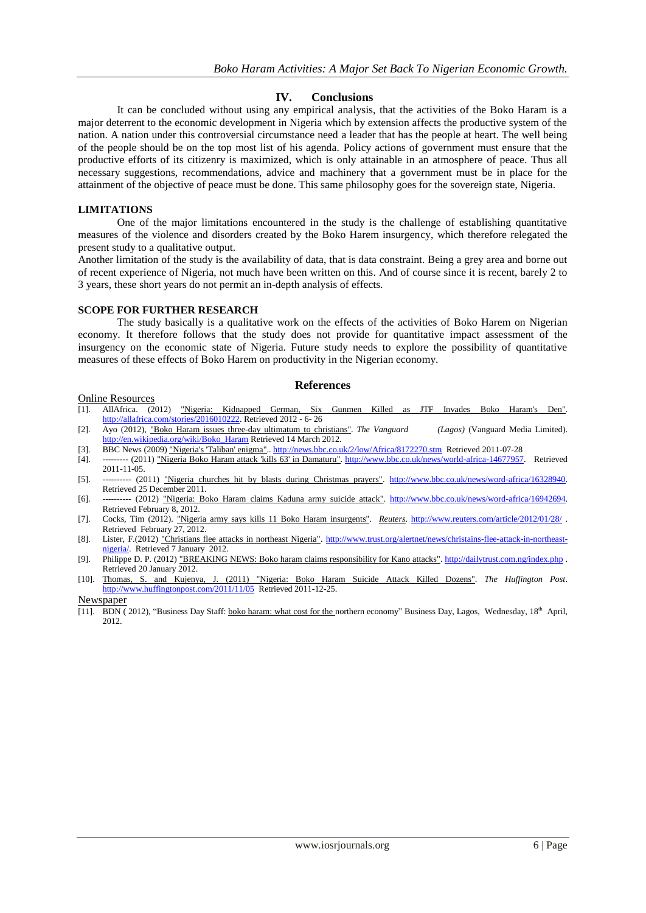## IV. Conclusions

It can be concluded without using any empirical analysis, that the activities of the Boko Haram is a major deterrent to the economic development in Nigeria which by extension affects the productive system of the nation. A nation under this controversial circumstance need a leader that has the people at heart. The well being of the people should be on the top most list of his agenda. Policy actions of government must ensure that the productive efforts of its citizenry is maximized, which is only attainable in an atmosphere of peace. Thus all necessary suggestions, recommendations, advice and machinery that a government must be in place for the attainment of the objective of peace must be done. This same philosophy goes for the sovereign state, Nigeria.

### LIMITATIONS

One of the major limitations encountered in the study is the challenge of establishing quantitative measures of the violence and disorders created by the Boko Harem insurgency, which therefore relegated the present study to a qualitative output.

Another limitation of the study is the availability of data, that is data constraint. Being a grey area and borne out of recent experience of Nigeria, not much have been written on this. And of course since it is recent, barely 2 to 3 years, these short years do not permit an in-depth analysis of effects.

### SCOPE FOR FURTHER RESEARCH

The study basically is a qualitative work on the effects of the activities of Boko Harem on Nigerian economy. It therefore follows that the study does not provide for quantitative impact assessment of the insurgency on the economic state of Nigeria. Future study needs to explore the possibility of quantitative measures of these effects of Boko Harem on productivity in the Nigerian economy.

## References

Online Resources

[1]. AllAfrica. (2012) "Nigeria: Kidnapped German, Six Gunmen Killed as JTF Invades Boko Haram's Den". http://allafrica.com/stories/2016010222. Retrieved 2012 - 6- 26

[2]. Ayo (2012), "Boko Haram issues three-day ultimatum to christians". *The Vanguard (Lagos)* (Vanguard Media Limited). http://en.wikipedia.org/wiki/Boko_Haram Retrieved 14 March 2012.

[3]. BBC News (2009) "Nigeria's 'Taliban' enigma".. http://news.bbc.co.uk/2/low/Africa/8172270.stm Retrieved 2011-07-28

[4]. --------- (2011) "Nigeria Boko Haram attack 'kills 63' in Damaturu". http://www.bbc.co.uk/news/world-africa-14677957. Retrieved 2011-11-05.

[5]. ---------- (2011) "Nigeria churches hit by blasts during Christmas prayers". http://www.bbc.co.uk/news/word-africa/16328940. Retrieved 25 December 2011.

[6]. ---------- (2012) "Nigeria: Boko Haram claims Kaduna army suicide attack". http://www.bbc.co.uk/news/word-africa/16942694. Retrieved February 8, 2012.

[7]. Cocks, Tim (2012). "Nigeria army says kills 11 Boko Haram insurgents". *Reuters*. http://www.reuters.com/article/2012/01/28/ . Retrieved February 27, 2012.

[8]. Lister, F.(2012) "Christians flee attacks in northeast Nigeria". http://www.trust.org/alertnet/news/christains-flee-attack-in-northeast-nigeria/. Retrieved 7 January 2012.

[9]. Philippe D. P. (2012) "BREAKING NEWS: Boko haram claims responsibility for Kano attacks". http://dailytrust.com.ng/index.php . Retrieved 20 January 2012.

[10]. Thomas, S. and Kujenya, J. (2011) "Nigeria: Boko Haram Suicide Attack Killed Dozens". *The Huffington Post*. http://www.huffingtonpost.com/2011/11/05 Retrieved 2011-12-25.

Newspaper

[11]. BDN ( 2012), "Business Day Staff: boko haram: what cost for the northern economy" Business Day, Lagos, Wednesday, 18th April, 2012.